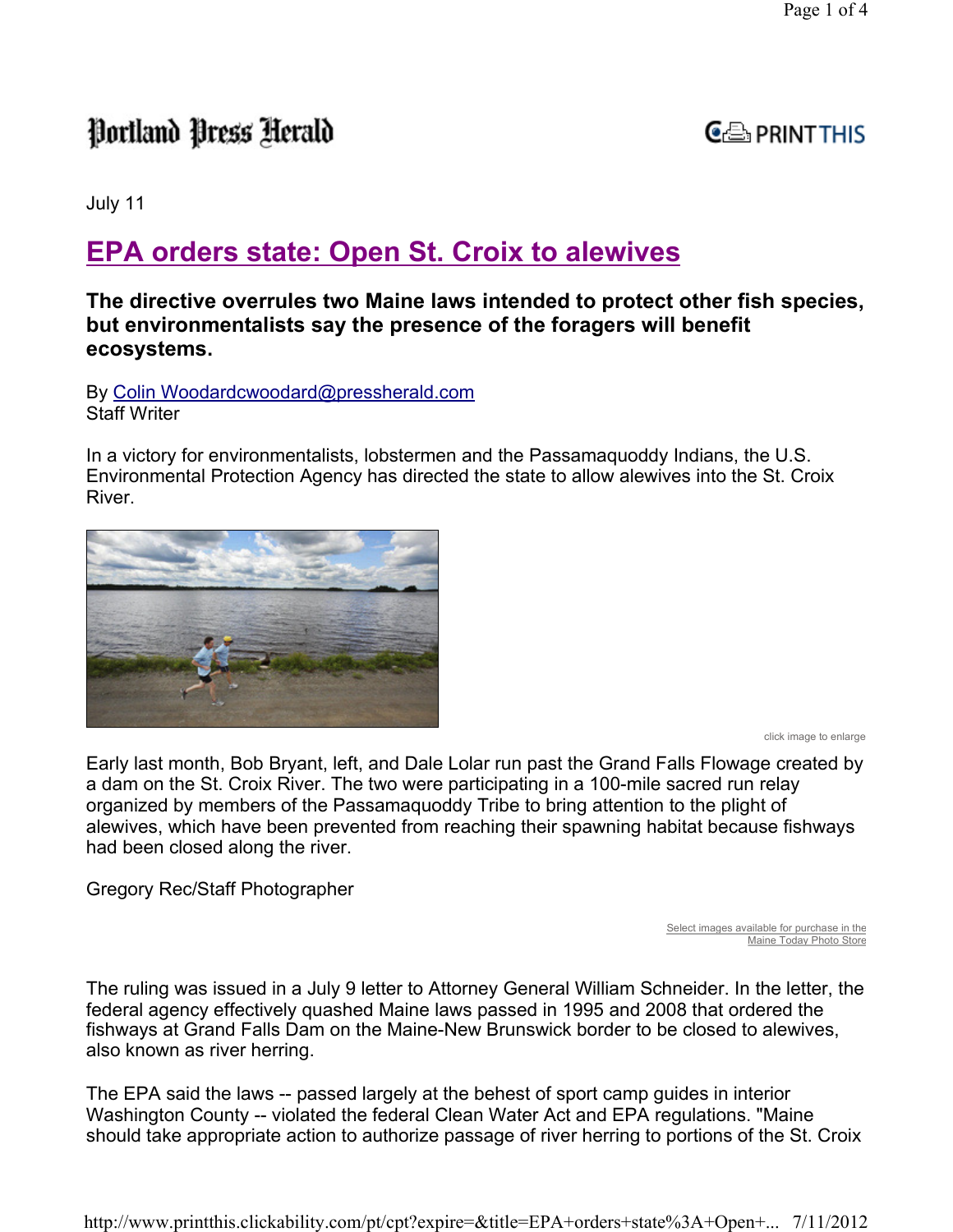Portland Press Herald

July 11

# EPA orders state: Open St. Croix to alewives

**The directive overrules two Maine laws intended to protect other fish species, but environmentalists say the presence of the foragers will benefit ecosystems.**

By Colin Woodardcwoodard@pressherald.com
Staff Writer

In a victory for environmentalists, lobstermen and the Passamaquoddy Indians, the U.S. Environmental Protection Agency has directed the state to allow alewives into the St. Croix River.

click image to enlarge

Early last month, Bob Bryant, left, and Dale Lolar run past the Grand Falls Flowage created by a dam on the St. Croix River. The two were participating in a 100-mile sacred run relay organized by members of the Passamaquoddy Tribe to bring attention to the plight of alewives, which have been prevented from reaching their spawning habitat because fishways had been closed along the river.

Gregory Rec/Staff Photographer

Select images available for purchase in the Maine Today Photo Store

The ruling was issued in a July 9 letter to Attorney General William Schneider. In the letter, the federal agency effectively quashed Maine laws passed in 1995 and 2008 that ordered the fishways at Grand Falls Dam on the Maine-New Brunswick border to be closed to alewives, also known as river herring.

The EPA said the laws -- passed largely at the behest of sport camp guides in interior Washington County -- violated the federal Clean Water Act and EPA regulations. "Maine should take appropriate action to authorize passage of river herring to portions of the St. Croix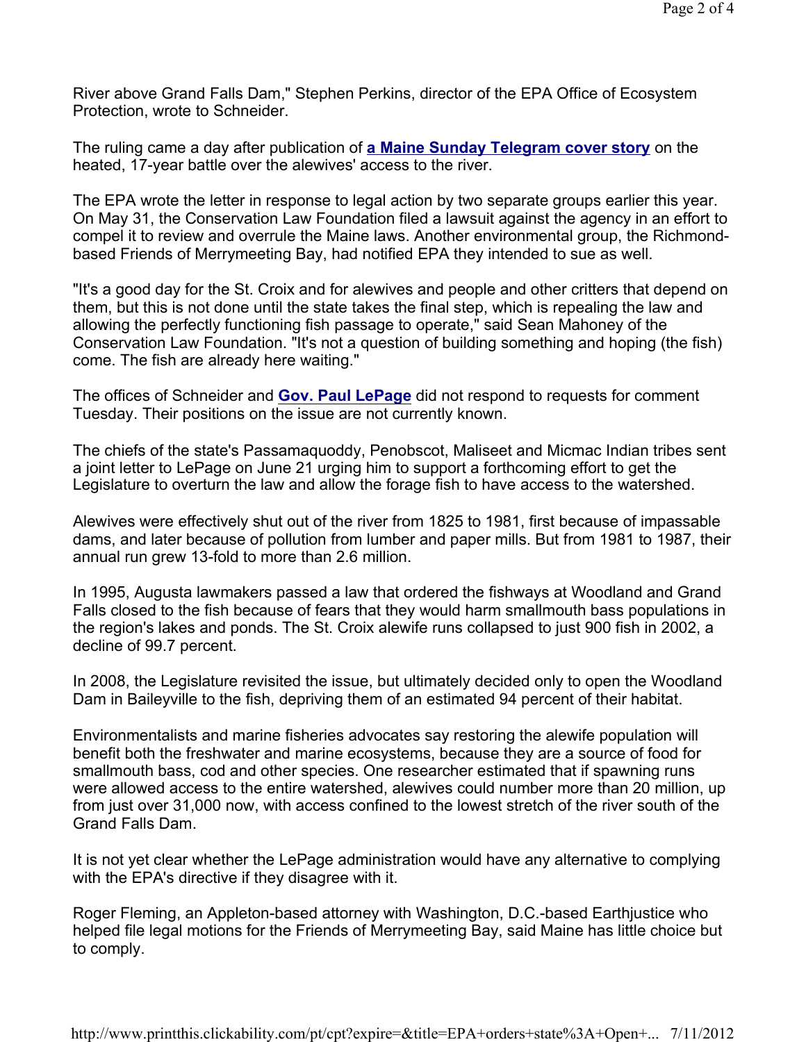River above Grand Falls Dam," Stephen Perkins, director of the EPA Office of Ecosystem Protection, wrote to Schneider.

The ruling came a day after publication of **a Maine Sunday Telegram cover story** on the heated, 17-year battle over the alewives' access to the river.

The EPA wrote the letter in response to legal action by two separate groups earlier this year. On May 31, the Conservation Law Foundation filed a lawsuit against the agency in an effort to compel it to review and overrule the Maine laws. Another environmental group, the Richmond-based Friends of Merrymeeting Bay, had notified EPA they intended to sue as well.

"It's a good day for the St. Croix and for alewives and people and other critters that depend on them, but this is not done until the state takes the final step, which is repealing the law and allowing the perfectly functioning fish passage to operate," said Sean Mahoney of the Conservation Law Foundation. "It's not a question of building something and hoping (the fish) come. The fish are already here waiting."

The offices of Schneider and **Gov. Paul LePage** did not respond to requests for comment Tuesday. Their positions on the issue are not currently known.

The chiefs of the state's Passamaquoddy, Penobscot, Maliseet and Micmac Indian tribes sent a joint letter to LePage on June 21 urging him to support a forthcoming effort to get the Legislature to overturn the law and allow the forage fish to have access to the watershed.

Alewives were effectively shut out of the river from 1825 to 1981, first because of impassable dams, and later because of pollution from lumber and paper mills. But from 1981 to 1987, their annual run grew 13-fold to more than 2.6 million.

In 1995, Augusta lawmakers passed a law that ordered the fishways at Woodland and Grand Falls closed to the fish because of fears that they would harm smallmouth bass populations in the region's lakes and ponds. The St. Croix alewife runs collapsed to just 900 fish in 2002, a decline of 99.7 percent.

In 2008, the Legislature revisited the issue, but ultimately decided only to open the Woodland Dam in Baileyville to the fish, depriving them of an estimated 94 percent of their habitat.

Environmentalists and marine fisheries advocates say restoring the alewife population will benefit both the freshwater and marine ecosystems, because they are a source of food for smallmouth bass, cod and other species. One researcher estimated that if spawning runs were allowed access to the entire watershed, alewives could number more than 20 million, up from just over 31,000 now, with access confined to the lowest stretch of the river south of the Grand Falls Dam.

It is not yet clear whether the LePage administration would have any alternative to complying with the EPA's directive if they disagree with it.

Roger Fleming, an Appleton-based attorney with Washington, D.C.-based Earthjustice who helped file legal motions for the Friends of Merrymeeting Bay, said Maine has little choice but to comply.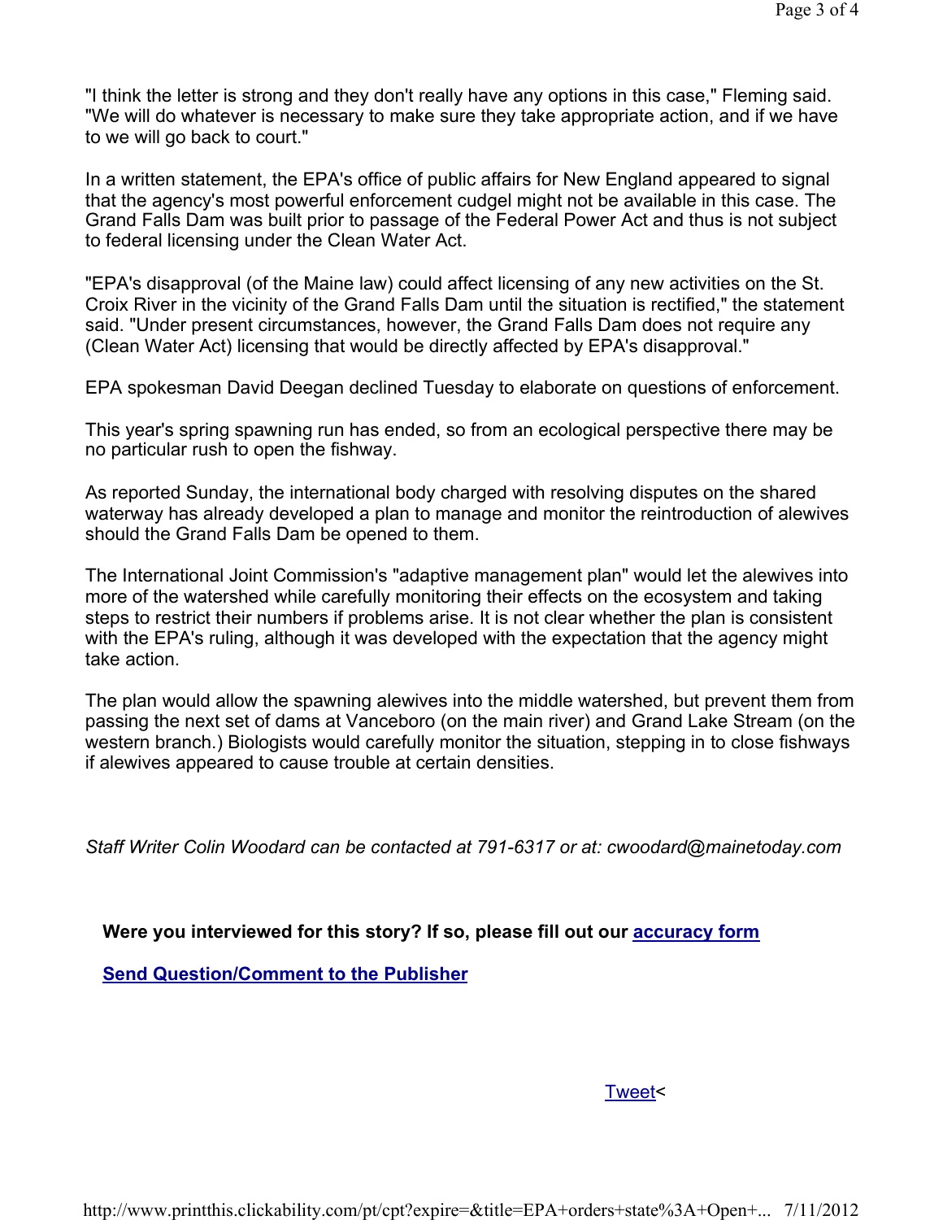"I think the letter is strong and they don't really have any options in this case," Fleming said. "We will do whatever is necessary to make sure they take appropriate action, and if we have to we will go back to court."

In a written statement, the EPA's office of public affairs for New England appeared to signal that the agency's most powerful enforcement cudgel might not be available in this case. The Grand Falls Dam was built prior to passage of the Federal Power Act and thus is not subject to federal licensing under the Clean Water Act.

"EPA's disapproval (of the Maine law) could affect licensing of any new activities on the St. Croix River in the vicinity of the Grand Falls Dam until the situation is rectified," the statement said. "Under present circumstances, however, the Grand Falls Dam does not require any (Clean Water Act) licensing that would be directly affected by EPA's disapproval."

EPA spokesman David Deegan declined Tuesday to elaborate on questions of enforcement.

This year's spring spawning run has ended, so from an ecological perspective there may be no particular rush to open the fishway.

As reported Sunday, the international body charged with resolving disputes on the shared waterway has already developed a plan to manage and monitor the reintroduction of alewives should the Grand Falls Dam be opened to them.

The International Joint Commission's "adaptive management plan" would let the alewives into more of the watershed while carefully monitoring their effects on the ecosystem and taking steps to restrict their numbers if problems arise. It is not clear whether the plan is consistent with the EPA's ruling, although it was developed with the expectation that the agency might take action.

The plan would allow the spawning alewives into the middle watershed, but prevent them from passing the next set of dams at Vanceboro (on the main river) and Grand Lake Stream (on the western branch.) Biologists would carefully monitor the situation, stepping in to close fishways if alewives appeared to cause trouble at certain densities.

*Staff Writer Colin Woodard can be contacted at 791-6317 or at: cwoodard@mainetoday.com*

**Were you interviewed for this story? If so, please fill out our accuracy form**

**Send Question/Comment to the Publisher**

Tweet<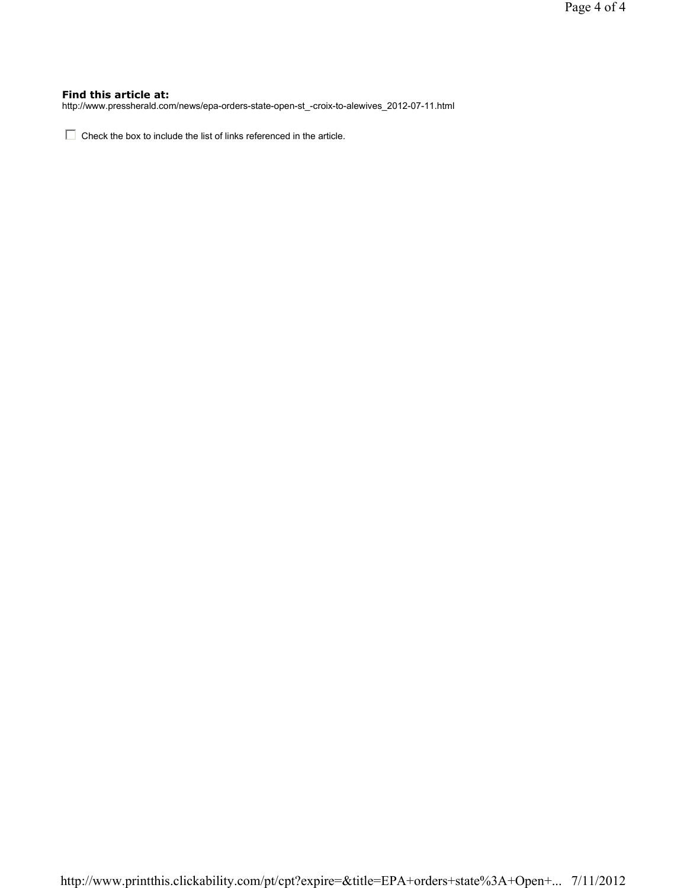**Find this article at:**

http://www.pressherald.com/news/epa-orders-state-open-st_-croix-to-alewives_2012-07-11.html

☐ Check the box to include the list of links referenced in the article.